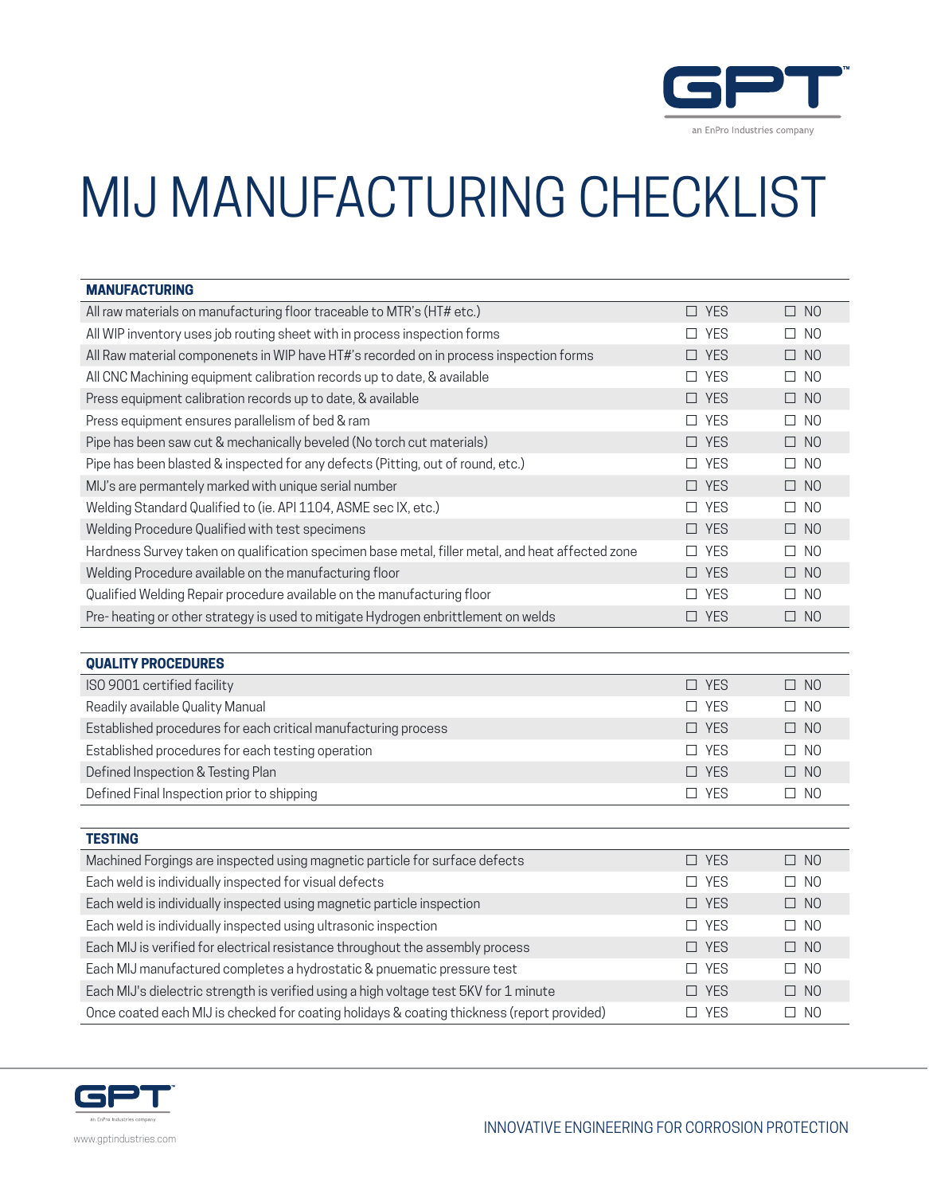# MIJ MANUFACTURING CHECKLIST

| MANUFACTURING | | |
|---|---|---|
| All raw materials on manufacturing floor traceable to MTR's (HT# etc.) | ☐ YES | ☐ NO |
| All WIP inventory uses job routing sheet with in process inspection forms | ☐ YES | ☐ NO |
| All Raw material componenets in WIP have HT#'s recorded on in process inspection forms | ☐ YES | ☐ NO |
| All CNC Machining equipment calibration records up to date, & available | ☐ YES | ☐ NO |
| Press equipment calibration records up to date, & available | ☐ YES | ☐ NO |
| Press equipment ensures parallelism of bed & ram | ☐ YES | ☐ NO |
| Pipe has been saw cut & mechanically beveled (No torch cut materials) | ☐ YES | ☐ NO |
| Pipe has been blasted & inspected for any defects (Pitting, out of round, etc.) | ☐ YES | ☐ NO |
| MIJ's are permantely marked with unique serial number | ☐ YES | ☐ NO |
| Welding Standard Qualified to (ie. API 1104, ASME sec IX, etc.) | ☐ YES | ☐ NO |
| Welding Procedure Qualified with test specimens | ☐ YES | ☐ NO |
| Hardness Survey taken on qualification specimen base metal, filler metal, and heat affected zone | ☐ YES | ☐ NO |
| Welding Procedure available on the manufacturing floor | ☐ YES | ☐ NO |
| Qualified Welding Repair procedure available on the manufacturing floor | ☐ YES | ☐ NO |
| Pre- heating or other strategy is used to mitigate Hydrogen enbrittlement on welds | ☐ YES | ☐ NO |

| QUALITY PROCEDURES | | |
|---|---|---|
| ISO 9001 certified facility | ☐ YES | ☐ NO |
| Readily available Quality Manual | ☐ YES | ☐ NO |
| Established procedures for each critical manufacturing process | ☐ YES | ☐ NO |
| Established procedures for each testing operation | ☐ YES | ☐ NO |
| Defined Inspection & Testing Plan | ☐ YES | ☐ NO |
| Defined Final Inspection prior to shipping | ☐ YES | ☐ NO |

| TESTING | | |
|---|---|---|
| Machined Forgings are inspected using magnetic particle for surface defects | ☐ YES | ☐ NO |
| Each weld is individually inspected for visual defects | ☐ YES | ☐ NO |
| Each weld is individually inspected using magnetic particle inspection | ☐ YES | ☐ NO |
| Each weld is individually inspected using ultrasonic inspection | ☐ YES | ☐ NO |
| Each MIJ is verified for electrical resistance throughout the assembly process | ☐ YES | ☐ NO |
| Each MIJ manufactured completes a hydrostatic & pnuematic pressure test | ☐ YES | ☐ NO |
| Each MIJ's dielectric strength is verified using a high voltage test 5KV for 1 minute | ☐ YES | ☐ NO |
| Once coated each MIJ is checked for coating holidays & coating thickness (report provided) | ☐ YES | ☐ NO |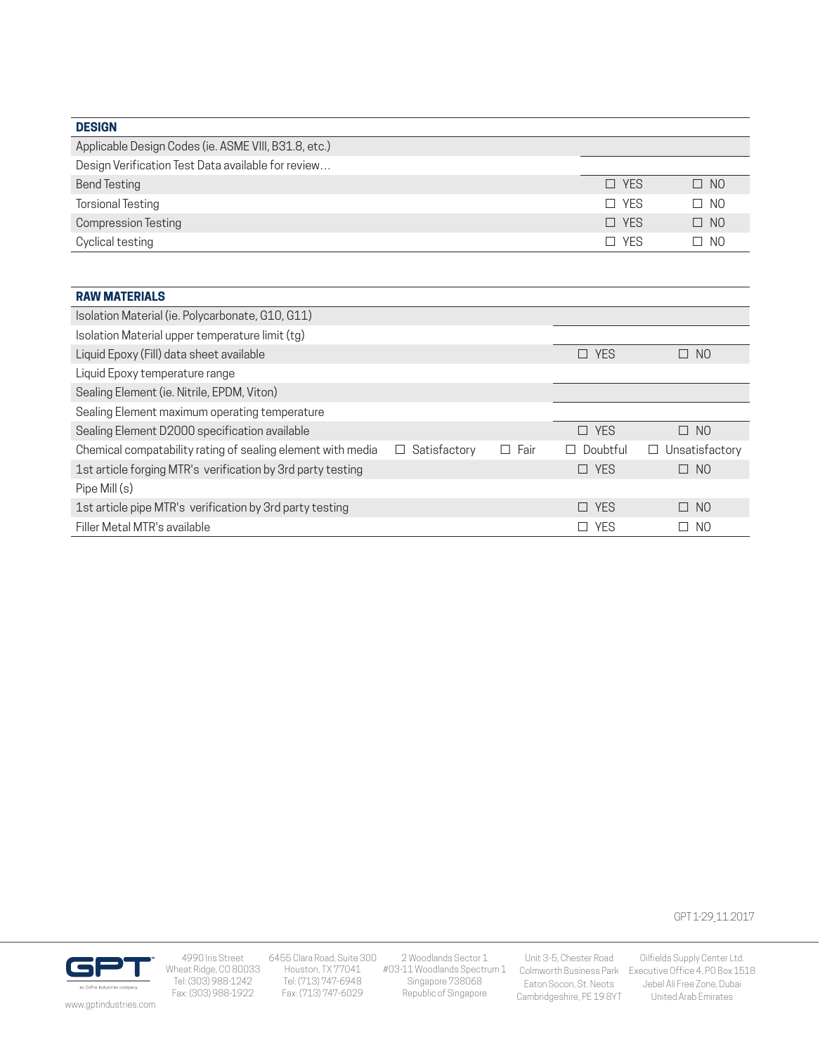| DESIGN | | |
|---|---|---|
| Applicable Design Codes (ie. ASME VIII, B31.8, etc.) | | |
| Design Verification Test Data available for review… | | |
| Bend Testing | ☐ YES | ☐ NO |
| Torsional Testing | ☐ YES | ☐ NO |
| Compression Testing | ☐ YES | ☐ NO |
| Cyclical testing | ☐ YES | ☐ NO |

| RAW MATERIALS | | | | |
|---|---|---|---|---|
| Isolation Material (ie. Polycarbonate, G10, G11) | | | | |
| Isolation Material upper temperature limit (tg) | | | | |
| Liquid Epoxy (Fill) data sheet available | | | ☐ YES | ☐ NO |
| Liquid Epoxy temperature range | | | | |
| Sealing Element (ie. Nitrile, EPDM, Viton) | | | | |
| Sealing Element maximum operating temperature | | | | |
| Sealing Element D2000 specification available | | | ☐ YES | ☐ NO |
| Chemical compatability rating of sealing element with media | ☐ Satisfactory | ☐ Fair | ☐ Doubtful | ☐ Unsatisfactory |
| 1st article forging MTR's verification by 3rd party testing | | | ☐ YES | ☐ NO |
| Pipe Mill (s) | | | | |
| 1st article pipe MTR's verification by 3rd party testing | | | ☐ YES | ☐ NO |
| Filler Metal MTR's available | | | ☐ YES | ☐ NO |

GPT 1-29_11.2017

GPT
an EnPro Industries company

www.gptindustries.com

4990 Iris Street
Wheat Ridge, CO 80033
Tel: (303) 988-1242
Fax: (303) 988-1922

6455 Clara Road, Suite 300
Houston, TX 77041
Tel: (713) 747-6948
Fax: (713) 747-6029

2 Woodlands Sector 1
#03-11 Woodlands Spectrum 1
Singapore 738068
Republic of Singapore

Unit 3-5, Chester Road
Colmworth Business Park
Eaton Socon, St. Neots
Cambridgeshire, PE 19 8YT

Oilfields Supply Center Ltd.
Executive Office 4, PO Box 1518
Jebel Ali Free Zone, Dubai
United Arab Emirates